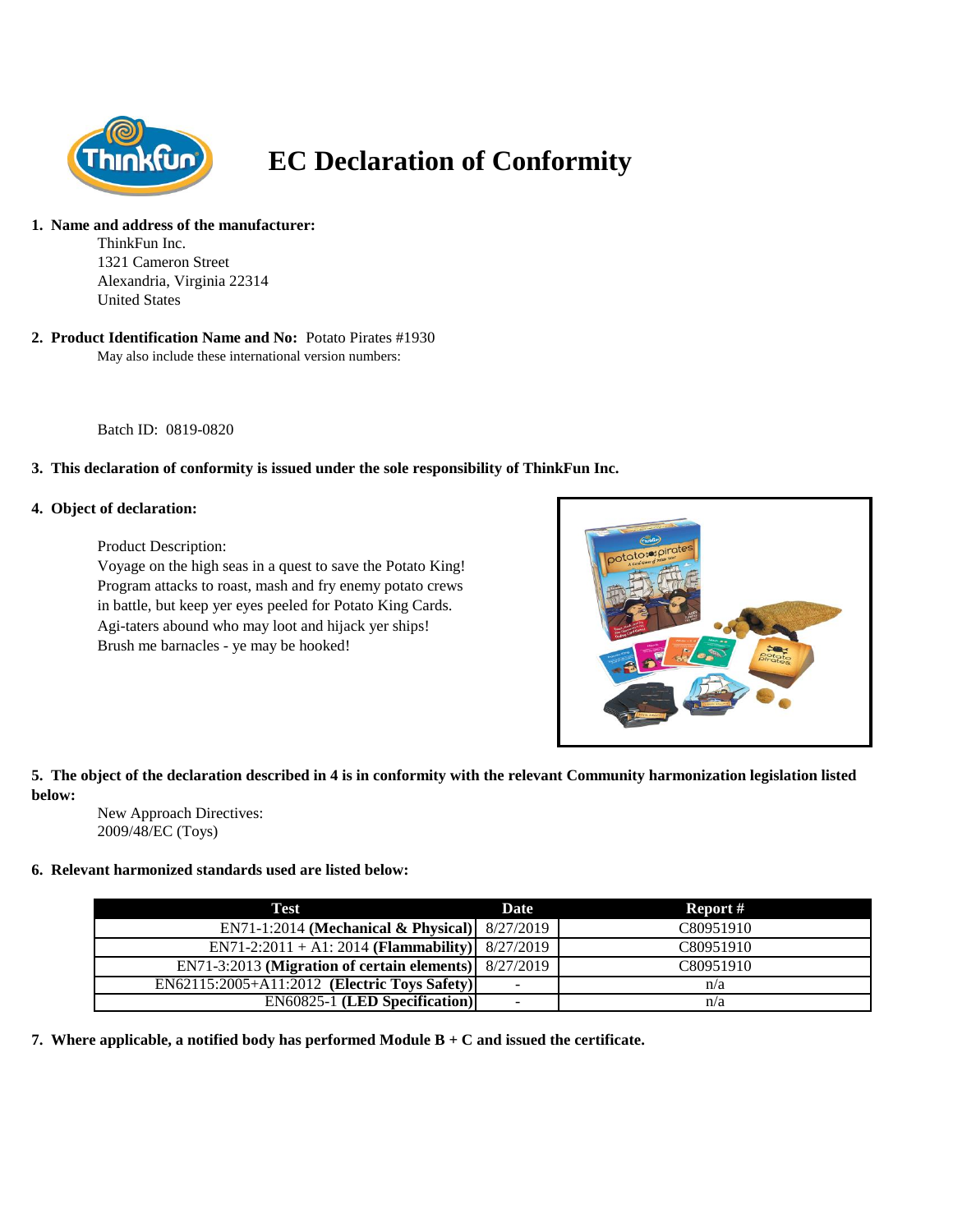# EC Declaration of Conformity

1. **Name and address of the manufacturer:**

   ThinkFun Inc.
   1321 Cameron Street
   Alexandria, Virginia 22314
   United States

2. **Product Identification Name and No:** Potato Pirates #1930

   May also include these international version numbers:

   Batch ID: 0819-0820

3. **This declaration of conformity is issued under the sole responsibility of ThinkFun Inc.**

4. **Object of declaration:**

   Product Description:
   Voyage on the high seas in a quest to save the Potato King! Program attacks to roast, mash and fry enemy potato crews in battle, but keep yer eyes peeled for Potato King Cards. Agi-taters abound who may loot and hijack yer ships! Brush me barnacles - ye may be hooked!

5. **The object of the declaration described in 4 is in conformity with the relevant Community harmonization legislation listed below:**

   New Approach Directives:
   2009/48/EC (Toys)

6. **Relevant harmonized standards used are listed below:**

| Test | Date | Report # |
| --- | --- | --- |
| EN71-1:2014 **(Mechanical & Physical)** | 8/27/2019 | C80951910 |
| EN71-2:2011 + A1: 2014 **(Flammability)** | 8/27/2019 | C80951910 |
| EN71-3:2013 **(Migration of certain elements)** | 8/27/2019 | C80951910 |
| EN62115:2005+A11:2012 **(Electric Toys Safety)** | - | n/a |
| EN60825-1 **(LED Specification)** | - | n/a |

7. **Where applicable, a notified body has performed Module B + C and issued the certificate.**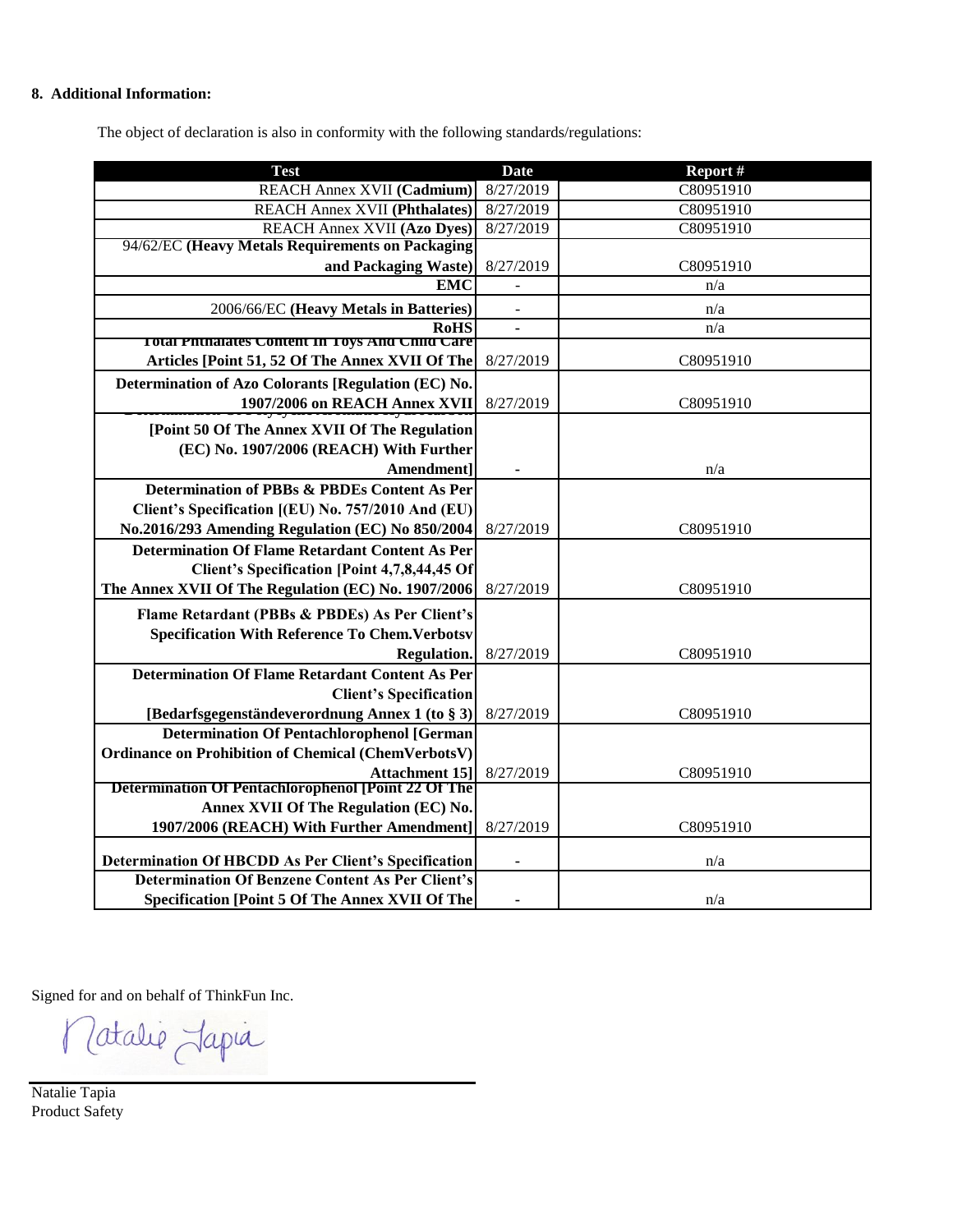## 8. Additional Information:

The object of declaration is also in conformity with the following standards/regulations:

| Test | Date | Report # |
|---|---|---|
| REACH Annex XVII **(Cadmium)** | 8/27/2019 | C80951910 |
| REACH Annex XVII **(Phthalates)** | 8/27/2019 | C80951910 |
| REACH Annex XVII **(Azo Dyes)** | 8/27/2019 | C80951910 |
| 94/62/EC **(Heavy Metals Requirements on Packaging and Packaging Waste)** | 8/27/2019 | C80951910 |
| **EMC** | - | n/a |
| 2006/66/EC **(Heavy Metals in Batteries)** | - | n/a |
| **RoHS** | - | n/a |
| **Total Phthalates Content In Toys And Child Care Articles [Point 51, 52 Of The Annex XVII Of The** | 8/27/2019 | C80951910 |
| **Determination of Azo Colorants [Regulation (EC) No. 1907/2006 on REACH Annex XVII** | 8/27/2019 | C80951910 |
| **[Point 50 Of The Annex XVII Of The Regulation (EC) No. 1907/2006 (REACH) With Further Amendment]** | - | n/a |
| **Determination of PBBs & PBDEs Content As Per Client's Specification [(EU) No. 757/2010 And (EU) No.2016/293 Amending Regulation (EC) No 850/2004** | 8/27/2019 | C80951910 |
| **Determination Of Flame Retardant Content As Per Client's Specification [Point 4,7,8,44,45 Of The Annex XVII Of The Regulation (EC) No. 1907/2006** | 8/27/2019 | C80951910 |
| **Flame Retardant (PBBs & PBDEs) As Per Client's Specification With Reference To Chem.Verbotsv Regulation.** | 8/27/2019 | C80951910 |
| **Determination Of Flame Retardant Content As Per Client's Specification [Bedarfsgegenständeverordnung Annex 1 (to § 3)** | 8/27/2019 | C80951910 |
| **Determination Of Pentachlorophenol [German Ordinance on Prohibition of Chemical (ChemVerbotsV) Attachment 15]** | 8/27/2019 | C80951910 |
| **Determination Of Pentachlorophenol [Point 22 Of The Annex XVII Of The Regulation (EC) No. 1907/2006 (REACH) With Further Amendment]** | 8/27/2019 | C80951910 |
| **Determination Of HBCDD As Per Client's Specification** | - | n/a |
| **Determination Of Benzene Content As Per Client's Specification [Point 5 Of The Annex XVII Of The** | - | n/a |

Signed for and on behalf of ThinkFun Inc.

Natalie Tapia

Natalie Tapia
Product Safety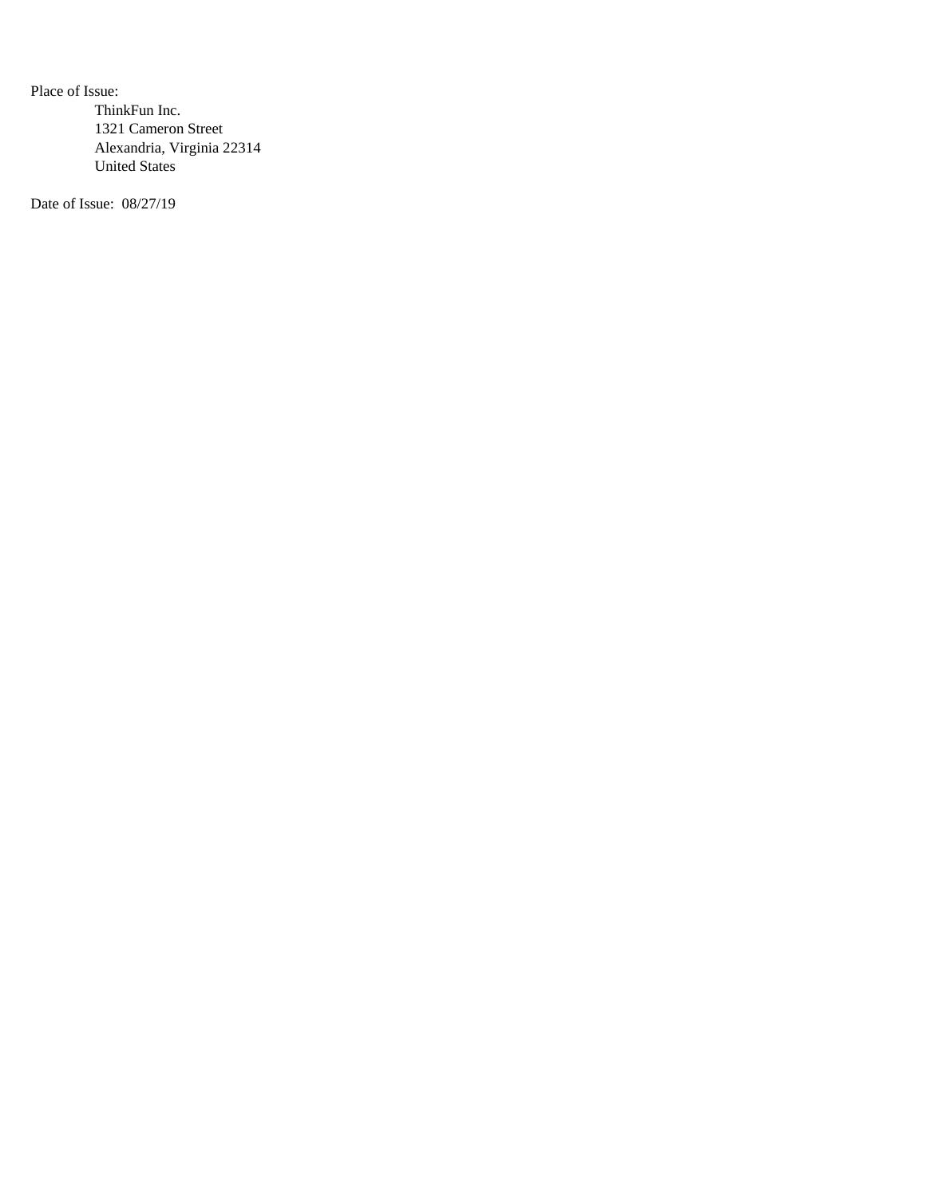Place of Issue:

ThinkFun Inc.
1321 Cameron Street
Alexandria, Virginia 22314
United States

Date of Issue: 08/27/19